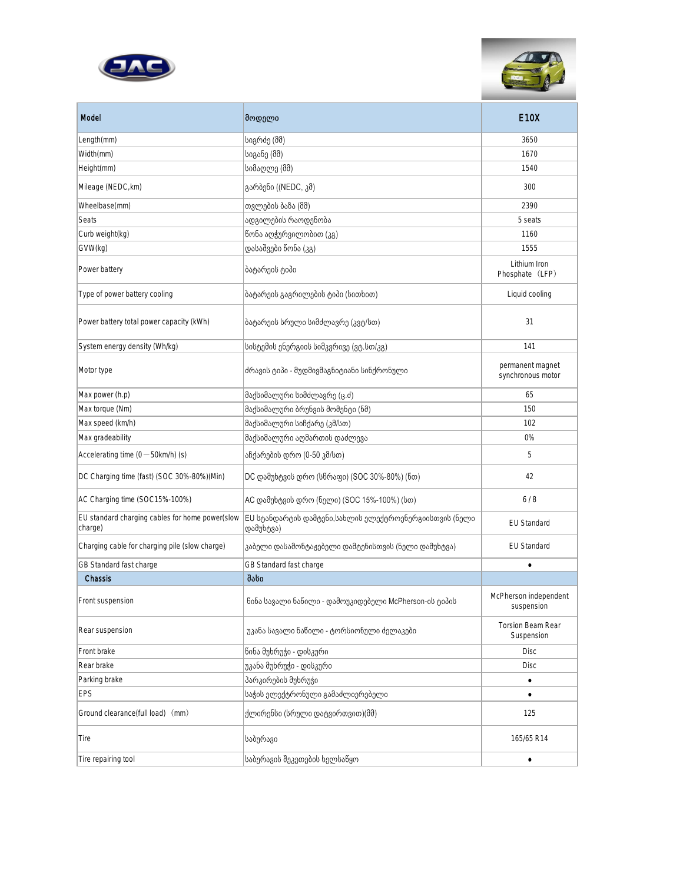| Model | მოდელი | E10X |
|---|---|---|
| Length(mm) | სიგრძე (მმ) | 3650 |
| Width(mm) | სიგანე (მმ) | 1670 |
| Height(mm) | სიმაღლე (მმ) | 1540 |
| Mileage (NEDC,km) | გარბენი ((NEDC, კმ) | 300 |
| Wheelbase(mm) | თვლების ბაზა (მმ) | 2390 |
| Seats | ადგილების რაოდენობა | 5 seats |
| Curb weight(kg) | წონა აღჭურვილობით (კგ) | 1160 |
| GVW(kg) | დასაშვები წონა (კგ) | 1555 |
| Power battery | ბატარეის ტიპი | Lithium Iron Phosphate（LFP） |
| Type of power battery cooling | ბატარეის გაგრილების ტიპი (სითხით) | Liquid cooling |
| Power battery total power capacity (kWh) | ბატარეის სრული სიმძლავრე (კვტ/სთ) | 31 |
| System energy density (Wh/kg) | სისტემის ენერგიის სიმკვრივე (ვტ.სთ/კგ) | 141 |
| Motor type | ძრავის ტიპი - მუდმივმაგნიტიანი სინქრონული | permanent magnet synchronous motor |
| Max power (h.p) | მაქსიმალური სიმძლავრე (ც.d) | 65 |
| Max torque (Nm) | მაქსიმალური ბრუნვის მომენტი (ნმ) | 150 |
| Max speed (km/h) | მაქსიმალური სიჩქარე (კმ/სთ) | 102 |
| Max gradeability | მაქსიმალური აღმართის დაძლევა | 0% |
| Accelerating time (0—50km/h) (s) | აჩქარების დრო (0-50 კმ/სთ) | 5 |
| DC Charging time (fast) (SOC 30%-80%)(Min) | DC დამუხტვის დრო (სწრაფი) (SOC 30%-80%) (წთ) | 42 |
| AC Charging time (SOC15%-100%) | AC დამუხტვის დრო (ნელი) (SOC 15%-100%) (სთ) | 6 / 8 |
| EU standard charging cables for home power(slow charge) | EU სტანდარტის დამტენი,სახლის ელექტროენერგიისთვის (ნელი დამუხტვა) | EU Standard |
| Charging cable for charging pile (slow charge) | კაბელი დასამონტაჟებელი დამტენისთვის (ნელი დამუხტვა) | EU Standard |
| GB Standard fast charge | GB Standard fast charge | • |
| **Chassis** | **შასი** | |
| Front suspension | წინა სავალი ნაწილი - დამოუკიდებელი McPherson-ის ტიპის | McPherson independent suspension |
| Rear suspension | უკანა სავალი ნაწილი - ტორსიონული ძელაკები | Torsion Beam Rear Suspension |
| Front brake | წინა მუხრუჭი - დისკური | Disc |
| Rear brake | უკანა მუხრუჭი - დისკური | Disc |
| Parking brake | პარკირების მუხრუჭი | • |
| EPS | საჭის ელექტრონული გამაძლიერებელი | • |
| Ground clearance(full load)（mm） | ქლირენსი (სრული დატვირთვით)(მმ) | 125 |
| Tire | საბურავი | 165/65 R14 |
| Tire repairing tool | საბურავის შეკეთების ხელსაწყო | • |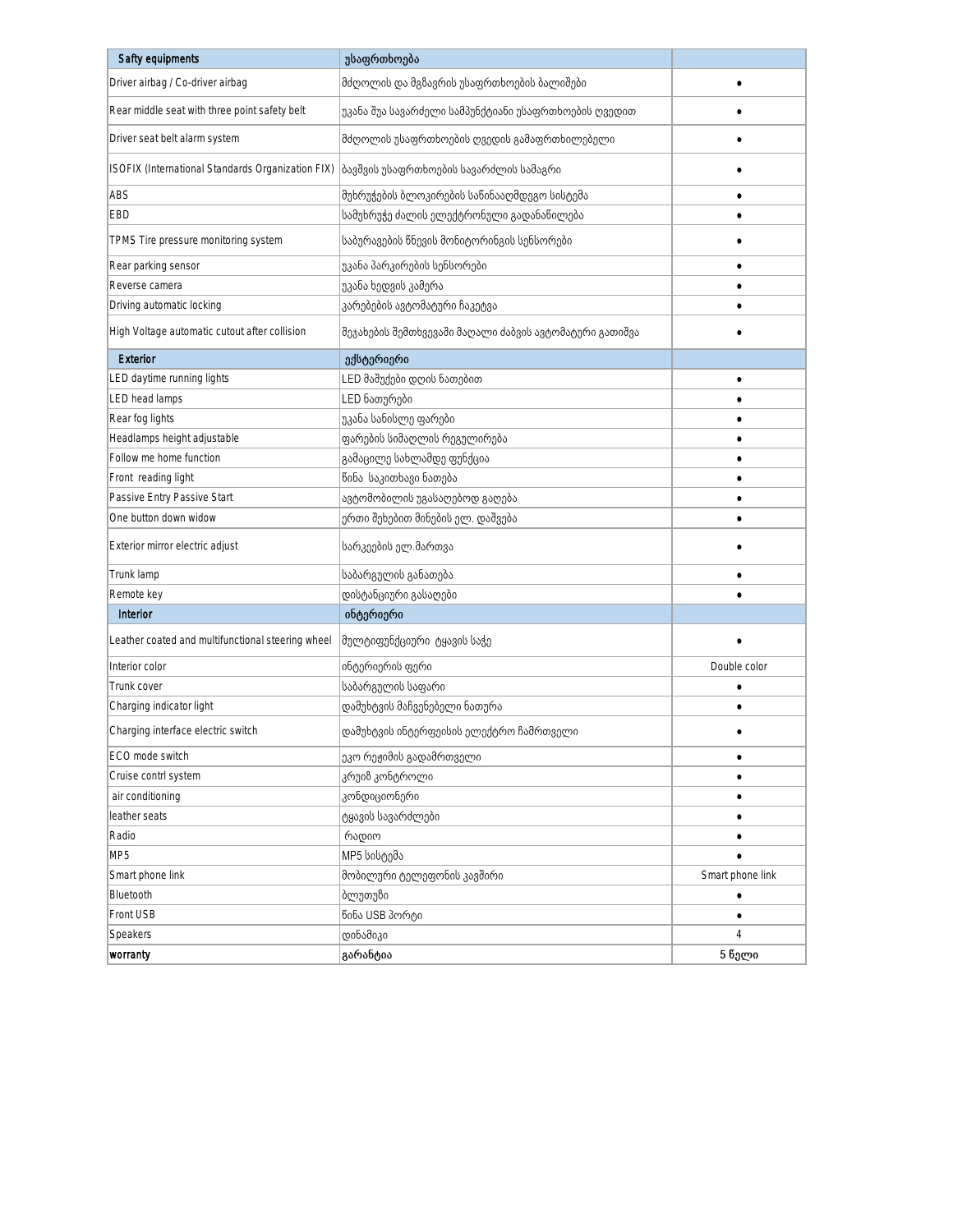| Safty equipments | უსაფრთხოება | |
|---|---|---|
| Driver airbag / Co-driver airbag | მძღოლის და მგზავრის უსაფრთხოების ბალიშები | • |
| Rear middle seat with three point safety belt | უკანა შუა სავარძელი სამპუნქტიანი უსაფრთხოების ღვედით | • |
| Driver seat belt alarm system | მძღოლის უსაფრთხოების ღვედის გამაფრთხილებელი | • |
| ISOFIX (International Standards Organization FIX) | ბავშვის უსაფრთხოების სავარძლის სამაგრი | • |
| ABS | მუხრუჭების ბლოკირების საწინააღმდეგო სისტემა | • |
| EBD | სამუხრუჭე ძალის ელექტრონული გადანაწილება | • |
| TPMS Tire pressure monitoring system | საბურავების წნევის მონიტორინგის სენსორები | • |
| Rear parking sensor | უკანა პარკირების სენსორები | • |
| Reverse camera | უკანა ხედვის კამერა | • |
| Driving automatic locking | კარებების ავტომატური ჩაკეტვა | • |
| High Voltage automatic cutout after collision | შეჯახების შემთხვევაში მაღალი ძაბვის ავტომატური გათიშვა | • |
| **Exterior** | **ექსტერიერი** | |
| LED daytime running lights | LED მაშუქები დღის ნათებით | • |
| LED head lamps | LED ნათურები | • |
| Rear fog lights | უკანა სანისლე ფარები | • |
| Headlamps height adjustable | ფარების სიმაღლის რეგულირება | • |
| Follow me home function | გამაცილე სახლამდე ფუნქცია | • |
| Front reading light | წინა საკითხავი ნათება | • |
| Passive Entry Passive Start | ავტომობილის უგასაღებოდ გაღება | • |
| One button down widow | ერთი შეხებით მინების ელ. დაშვება | • |
| Exterior mirror electric adjust | სარკეების ელ.მართვა | • |
| Trunk lamp | საბარგულის განათება | • |
| Remote key | დისტანციური გასაღები | • |
| **Interior** | **ინტერიერი** | |
| Leather coated and multifunctional steering wheel | მულტიფუნქციური ტყავის საჭე | • |
| Interior color | ინტერიერის ფერი | Double color |
| Trunk cover | საბარგულის საფარი | • |
| Charging indicator light | დამუხტვის მაჩვენებელი ნათურა | • |
| Charging interface electric switch | დამუხტვის ინტერფეისის ელექტრო ჩამრთველი | • |
| ECO mode switch | ეკო რეჟიმის გადამრთველი | • |
| Cruise contrl system | კრუიზ კონტროლი | • |
| air conditioning | კონდიციონერი | • |
| leather seats | ტყავის სავარძლები | • |
| Radio | რადიო | • |
| MP5 | MP5 სისტემა | • |
| Smart phone link | მობილური ტელეფონის კავშირი | Smart phone link |
| Bluetooth | ბლუთუზი | • |
| Front USB | წინა USB პორტი | • |
| Speakers | დინამიკი | 4 |
| **worranty** | **გარანტია** | **5 წელი** |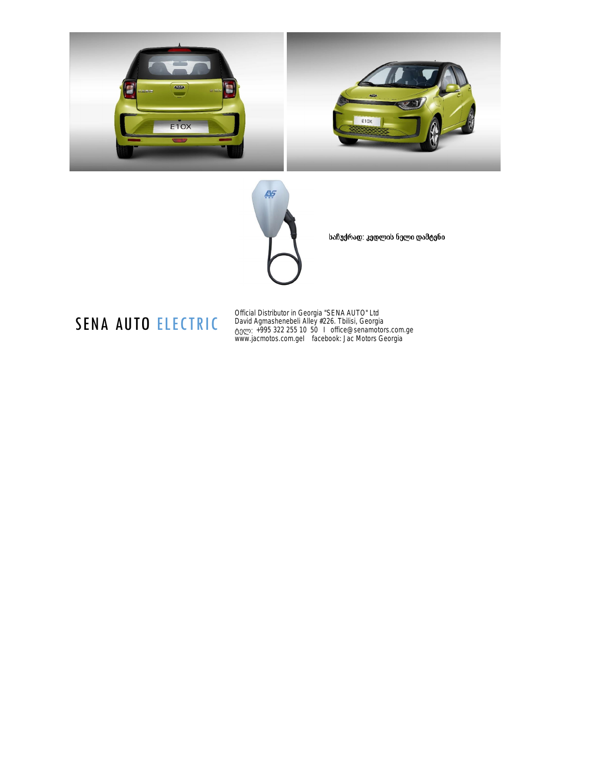საჩუქრად: კედლის ნელი დამტენი

SENA AUTO ELECTRIC

Official Distributor in Georgia "SENA AUTO" Ltd
David Agmashenebeli Alley #226. Tbilisi, Georgia
ტელ: +995 322 255 10 50 I office@senamotors.com.ge
www.jacmotos.com.gel facebook: Jac Motors Georgia